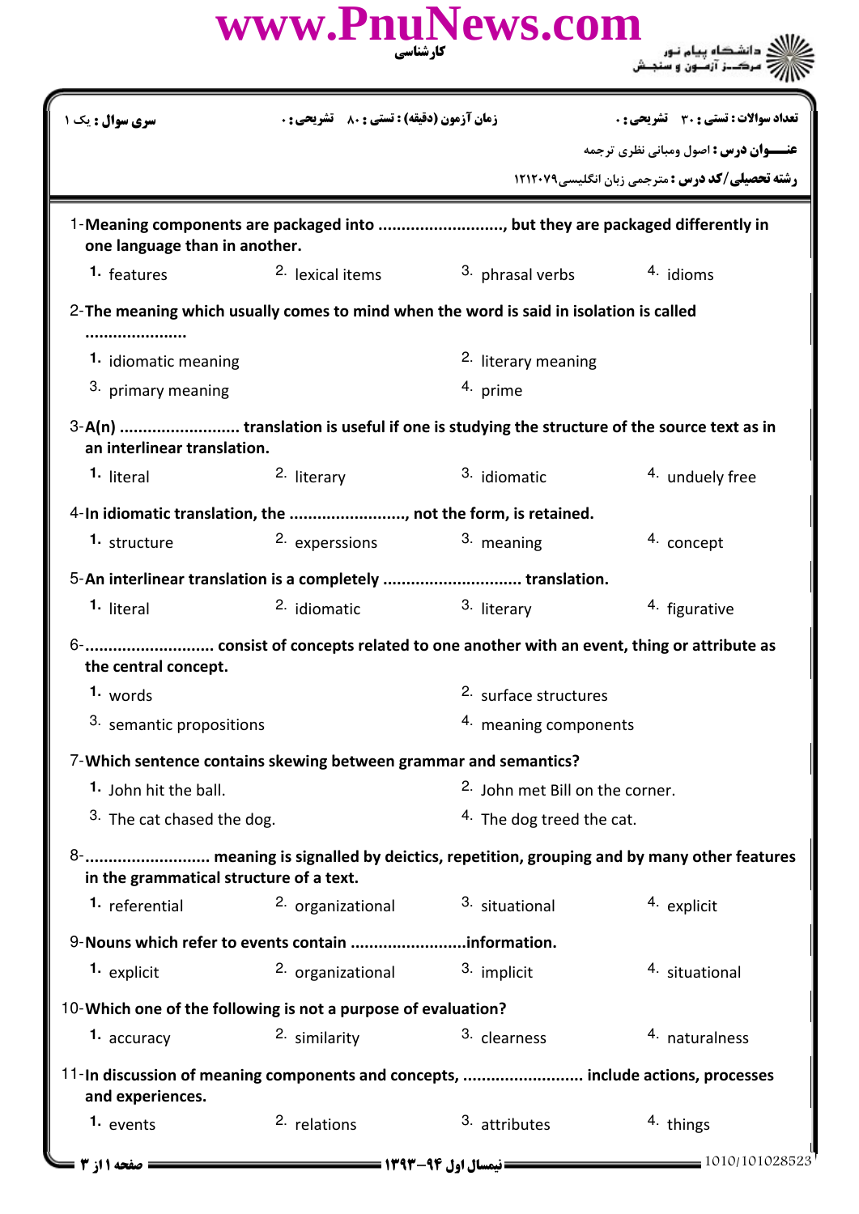www.PnuNews.com

کارشناسی

دانشگاه پیام نور
مرکز آزمون و سنجش

| سری سوال : یک ۱ | زمان آزمون (دقیقه) : تستی : ۸۰ تشریحی : ۰ | تعداد سوالات : تستی : ۳۰ تشریحی : ۰ |
|---|---|---|

**عنـــوان درس :** اصول ومبانی نظری ترجمه

**رشته تحصیلی/کد درس :** مترجمی زبان انگلیسی۱۲۱۲۰۷۹

1-**Meaning components are packaged into ........................., but they are packaged differently in one language than in another.**

1. features
2. lexical items
3. phrasal verbs
4. idioms

2-**The meaning which usually comes to mind when the word is said in isolation is called .....................**

1. idiomatic meaning
2. literary meaning
3. primary meaning
4. prime

3-**A(n) ......................... translation is useful if one is studying the structure of the source text as in an interlinear translation.**

1. literal
2. literary
3. idiomatic
4. unduely free

4-**In idiomatic translation, the ........................, not the form, is retained.**

1. structure
2. experssions
3. meaning
4. concept

5-**An interlinear translation is a completely ............................ translation.**

1. literal
2. idiomatic
3. literary
4. figurative

6-**.......................... consist of concepts related to one another with an event, thing or attribute as the central concept.**

1. words
2. surface structures
3. semantic propositions
4. meaning components

7-**Which sentence contains skewing between grammar and semantics?**

1. John hit the ball.
2. John met Bill on the corner.
3. The cat chased the dog.
4. The dog treed the cat.

8-**.......................... meaning is signalled by deictics, repetition, grouping and by many other features in the grammatical structure of a text.**

1. referential
2. organizational
3. situational
4. explicit

9-**Nouns which refer to events contain ........................information.**

1. explicit
2. organizational
3. implicit
4. situational

10-**Which one of the following is not a purpose of evaluation?**

1. accuracy
2. similarity
3. clearness
4. naturalness

11-**In discussion of meaning components and concepts, ......................... include actions, processes and experiences.**

1. events
2. relations
3. attributes
4. things

نیمسال اول ۹۴-۱۳۹۳

1010/101028523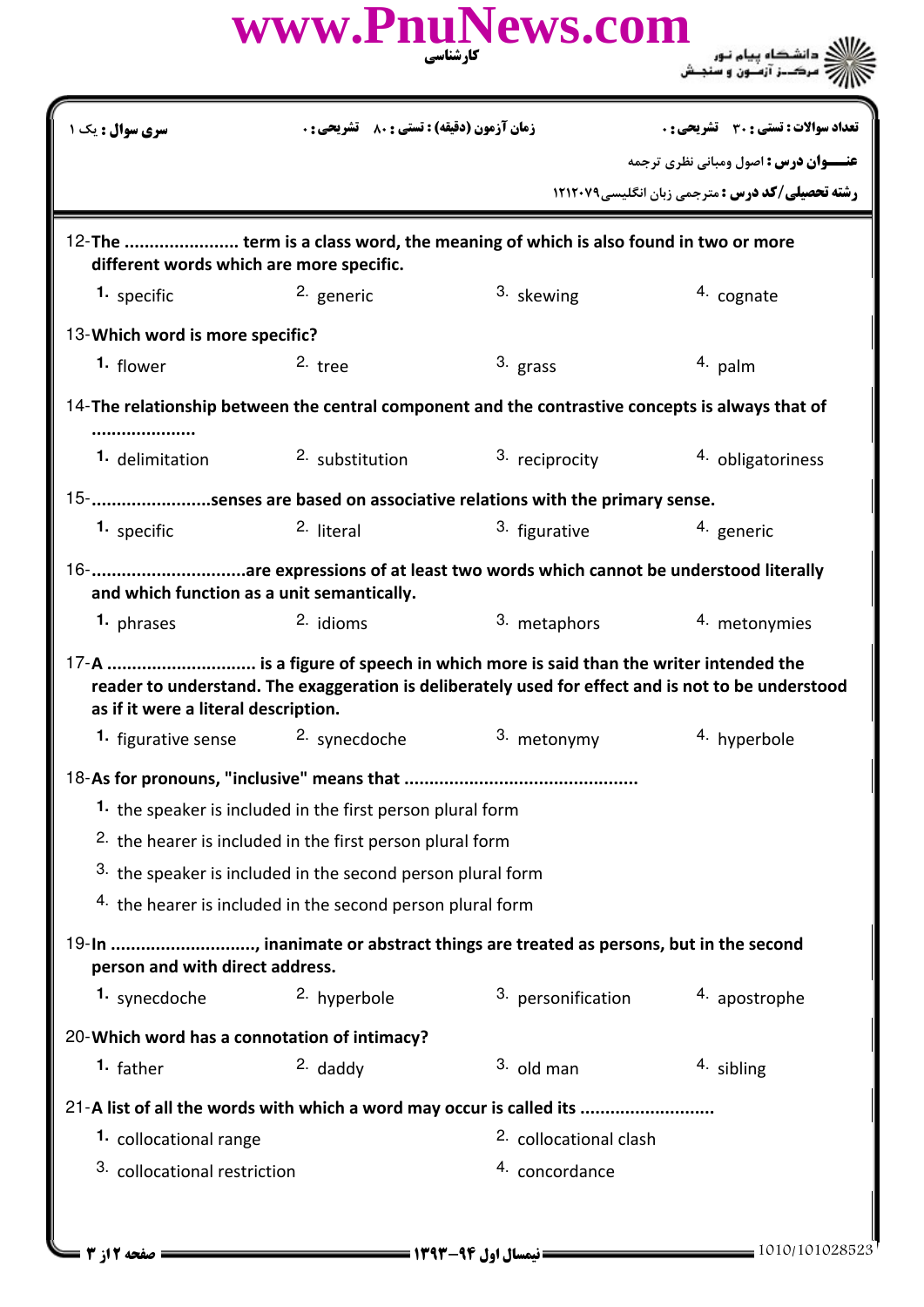| سری سوال : یک ۱ | زمان آزمون (دقیقه) : تستی : ۸۰ تشریحی : ۰ | تعداد سوالات : تستی : ۳۰ تشریحی : ۰ |
|---|---|---|

**عنـــوان درس :** اصول ومبانی نظری ترجمه

**رشته تحصیلی/کد درس :** مترجمی زبان انگلیسی۱۲۱۲۰۷۹

12-**The ...................... term is a class word, the meaning of which is also found in two or more different words which are more specific.**

1. specific
2. generic
3. skewing
4. cognate

13-**Which word is more specific?**

1. flower
2. tree
3. grass
4. palm

14-**The relationship between the central component and the contrastive concepts is always that of ....................**

1. delimitation
2. substitution
3. reciprocity
4. obligatoriness

15-**.......................senses are based on associative relations with the primary sense.**

1. specific
2. literal
3. figurative
4. generic

16-**..............................are expressions of at least two words which cannot be understood literally and which function as a unit semantically.**

1. phrases
2. idioms
3. metaphors
4. metonymies

17-**A ............................. is a figure of speech in which more is said than the writer intended the reader to understand. The exaggeration is deliberately used for effect and is not to be understood as if it were a literal description.**

1. figurative sense
2. synecdoche
3. metonymy
4. hyperbole

18-**As for pronouns, "inclusive" means that ..............................................**

1. the speaker is included in the first person plural form
2. the hearer is included in the first person plural form
3. the speaker is included in the second person plural form
4. the hearer is included in the second person plural form

19-**In ............................, inanimate or abstract things are treated as persons, but in the second person and with direct address.**

1. synecdoche
2. hyperbole
3. personification
4. apostrophe

20-**Which word has a connotation of intimacy?**

1. father
2. daddy
3. old man
4. sibling

21-**A list of all the words with which a word may occur is called its ..........................**

1. collocational range
2. collocational clash
3. collocational restriction
4. concordance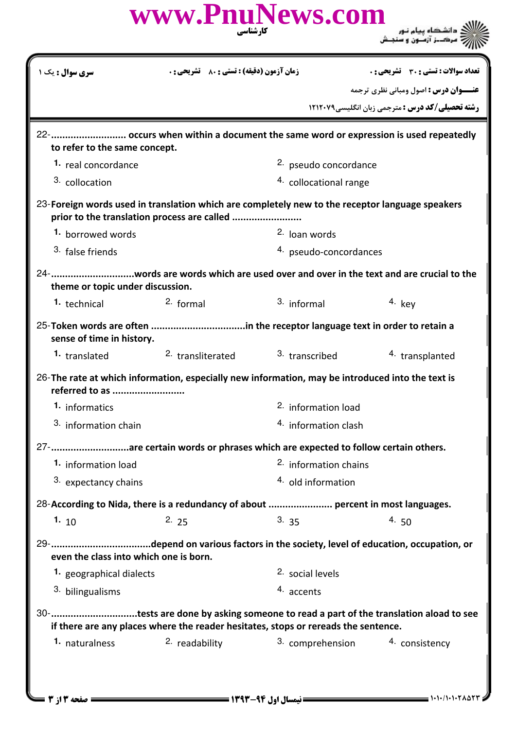| سری سوال : یک ۱ | زمان آزمون (دقیقه) : تستی : ۸۰ تشریحی : ۰ | تعداد سوالات : تستی : ۳۰ تشریحی : ۰ |
|---|---|---|

**عنـــوان درس :** اصول ومبانی نظری ترجمه

**رشته تحصیلی/کد درس :** مترجمی زبان انگلیسی۱۲۱۲۰۷۹

**22-.......................... occurs when within a document the same word or expression is used repeatedly to refer to the same concept.**

1. real concordance
2. pseudo concordance
3. collocation
4. collocational range

**23-Foreign words used in translation which are completely new to the receptor language speakers prior to the translation process are called ........................**

1. borrowed words
2. loan words
3. false friends
4. pseudo-concordances

**24-............................words are words which are used over and over in the text and are crucial to the theme or topic under discussion.**

1. technical
2. formal
3. informal
4. key

**25-Token words are often ................................in the receptor language text in order to retain a sense of time in history.**

1. translated
2. transliterated
3. transcribed
4. transplanted

**26-The rate at which information, especially new information, may be introduced into the text is referred to as .........................**

1. informatics
2. information load
3. information chain
4. information clash

**27-...........................are certain words or phrases which are expected to follow certain others.**

1. information load
2. information chains
3. expectancy chains
4. old information

**28-According to Nida, there is a redundancy of about ...................... percent in most languages.**

1. 10
2. 25
3. 35
4. 50

**29-..................................depend on various factors in the society, level of education, occupation, or even the class into which one is born.**

1. geographical dialects
2. social levels
3. bilingualisms
4. accents

**30-.............................tests are done by asking someone to read a part of the translation aload to see if there are any places where the reader hesitates, stops or rereads the sentence.**

1. naturalness
2. readability
3. comprehension
4. consistency